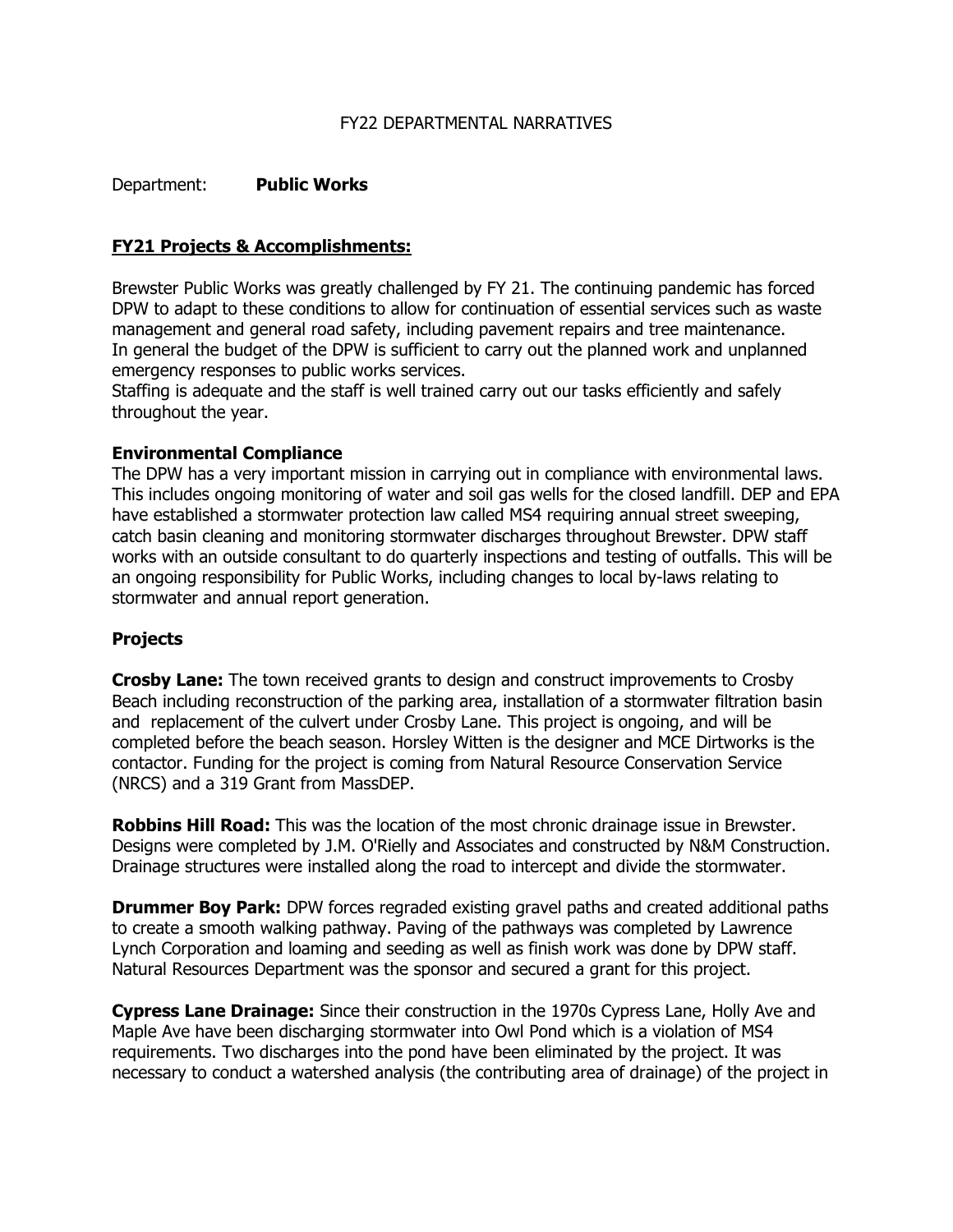FY22 DEPARTMENTAL NARRATIVES

Department: **Public Works**

## FY21 Projects & Accomplishments:

Brewster Public Works was greatly challenged by FY 21. The continuing pandemic has forced DPW to adapt to these conditions to allow for continuation of essential services such as waste management and general road safety, including pavement repairs and tree maintenance.
In general the budget of the DPW is sufficient to carry out the planned work and unplanned emergency responses to public works services.
Staffing is adequate and the staff is well trained carry out our tasks efficiently and safely throughout the year.

### Environmental Compliance

The DPW has a very important mission in carrying out in compliance with environmental laws. This includes ongoing monitoring of water and soil gas wells for the closed landfill. DEP and EPA have established a stormwater protection law called MS4 requiring annual street sweeping, catch basin cleaning and monitoring stormwater discharges throughout Brewster. DPW staff works with an outside consultant to do quarterly inspections and testing of outfalls. This will be an ongoing responsibility for Public Works, including changes to local by-laws relating to stormwater and annual report generation.

### Projects

**Crosby Lane:** The town received grants to design and construct improvements to Crosby Beach including reconstruction of the parking area, installation of a stormwater filtration basin and replacement of the culvert under Crosby Lane. This project is ongoing, and will be completed before the beach season. Horsley Witten is the designer and MCE Dirtworks is the contactor. Funding for the project is coming from Natural Resource Conservation Service (NRCS) and a 319 Grant from MassDEP.

**Robbins Hill Road:** This was the location of the most chronic drainage issue in Brewster. Designs were completed by J.M. O'Rielly and Associates and constructed by N&M Construction. Drainage structures were installed along the road to intercept and divide the stormwater.

**Drummer Boy Park:** DPW forces regraded existing gravel paths and created additional paths to create a smooth walking pathway. Paving of the pathways was completed by Lawrence Lynch Corporation and loaming and seeding as well as finish work was done by DPW staff. Natural Resources Department was the sponsor and secured a grant for this project.

**Cypress Lane Drainage:** Since their construction in the 1970s Cypress Lane, Holly Ave and Maple Ave have been discharging stormwater into Owl Pond which is a violation of MS4 requirements. Two discharges into the pond have been eliminated by the project. It was necessary to conduct a watershed analysis (the contributing area of drainage) of the project in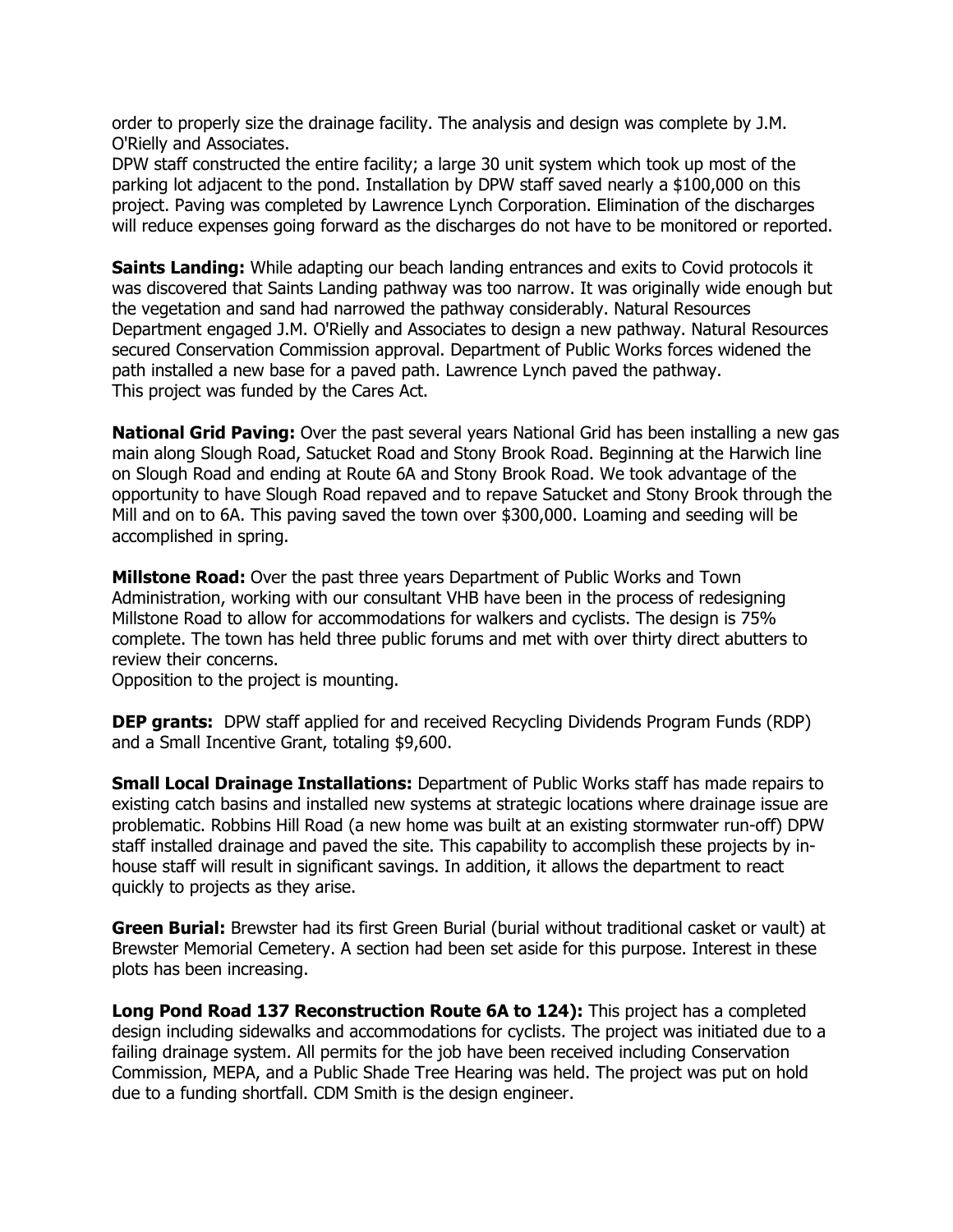order to properly size the drainage facility. The analysis and design was complete by J.M. O'Rielly and Associates.
DPW staff constructed the entire facility; a large 30 unit system which took up most of the parking lot adjacent to the pond. Installation by DPW staff saved nearly a $100,000 on this project. Paving was completed by Lawrence Lynch Corporation. Elimination of the discharges will reduce expenses going forward as the discharges do not have to be monitored or reported.

**Saints Landing:** While adapting our beach landing entrances and exits to Covid protocols it was discovered that Saints Landing pathway was too narrow. It was originally wide enough but the vegetation and sand had narrowed the pathway considerably. Natural Resources Department engaged J.M. O'Rielly and Associates to design a new pathway. Natural Resources secured Conservation Commission approval. Department of Public Works forces widened the path installed a new base for a paved path. Lawrence Lynch paved the pathway.
This project was funded by the Cares Act.

**National Grid Paving:** Over the past several years National Grid has been installing a new gas main along Slough Road, Satucket Road and Stony Brook Road. Beginning at the Harwich line on Slough Road and ending at Route 6A and Stony Brook Road. We took advantage of the opportunity to have Slough Road repaved and to repave Satucket and Stony Brook through the Mill and on to 6A. This paving saved the town over $300,000. Loaming and seeding will be accomplished in spring.

**Millstone Road:** Over the past three years Department of Public Works and Town Administration, working with our consultant VHB have been in the process of redesigning Millstone Road to allow for accommodations for walkers and cyclists. The design is 75% complete. The town has held three public forums and met with over thirty direct abutters to review their concerns.
Opposition to the project is mounting.

**DEP grants:** DPW staff applied for and received Recycling Dividends Program Funds (RDP) and a Small Incentive Grant, totaling $9,600.

**Small Local Drainage Installations:** Department of Public Works staff has made repairs to existing catch basins and installed new systems at strategic locations where drainage issue are problematic. Robbins Hill Road (a new home was built at an existing stormwater run-off) DPW staff installed drainage and paved the site. This capability to accomplish these projects by in-house staff will result in significant savings. In addition, it allows the department to react quickly to projects as they arise.

**Green Burial:** Brewster had its first Green Burial (burial without traditional casket or vault) at Brewster Memorial Cemetery. A section had been set aside for this purpose. Interest in these plots has been increasing.

**Long Pond Road 137 Reconstruction Route 6A to 124):** This project has a completed design including sidewalks and accommodations for cyclists. The project was initiated due to a failing drainage system. All permits for the job have been received including Conservation Commission, MEPA, and a Public Shade Tree Hearing was held. The project was put on hold due to a funding shortfall. CDM Smith is the design engineer.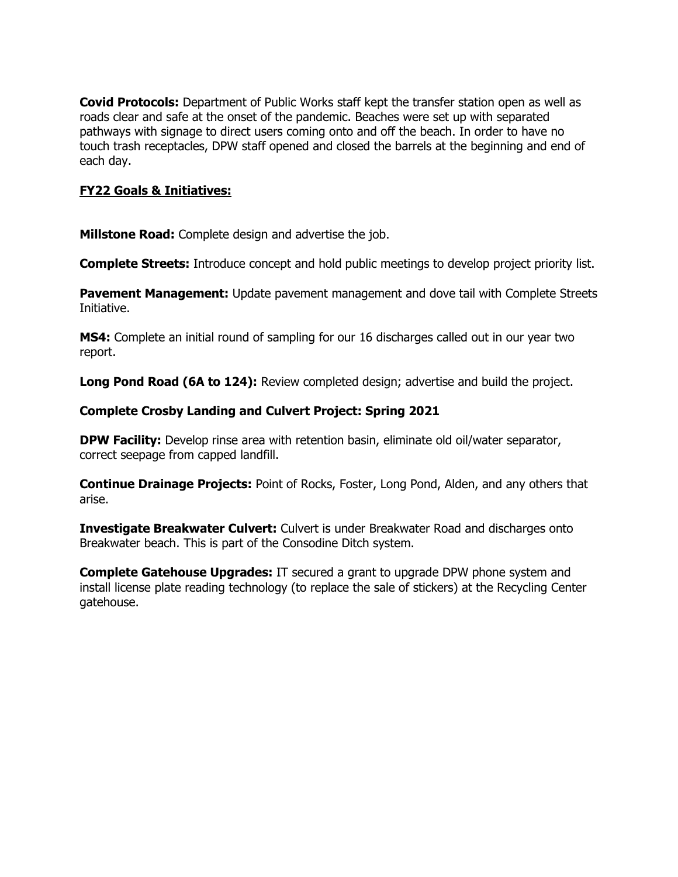**Covid Protocols:** Department of Public Works staff kept the transfer station open as well as roads clear and safe at the onset of the pandemic. Beaches were set up with separated pathways with signage to direct users coming onto and off the beach. In order to have no touch trash receptacles, DPW staff opened and closed the barrels at the beginning and end of each day.

## **FY22 Goals & Initiatives:**

**Millstone Road:** Complete design and advertise the job.

**Complete Streets:** Introduce concept and hold public meetings to develop project priority list.

**Pavement Management:** Update pavement management and dove tail with Complete Streets Initiative.

**MS4:** Complete an initial round of sampling for our 16 discharges called out in our year two report.

**Long Pond Road (6A to 124):** Review completed design; advertise and build the project.

**Complete Crosby Landing and Culvert Project: Spring 2021**

**DPW Facility:** Develop rinse area with retention basin, eliminate old oil/water separator, correct seepage from capped landfill.

**Continue Drainage Projects:** Point of Rocks, Foster, Long Pond, Alden, and any others that arise.

**Investigate Breakwater Culvert:** Culvert is under Breakwater Road and discharges onto Breakwater beach. This is part of the Consodine Ditch system.

**Complete Gatehouse Upgrades:** IT secured a grant to upgrade DPW phone system and install license plate reading technology (to replace the sale of stickers) at the Recycling Center gatehouse.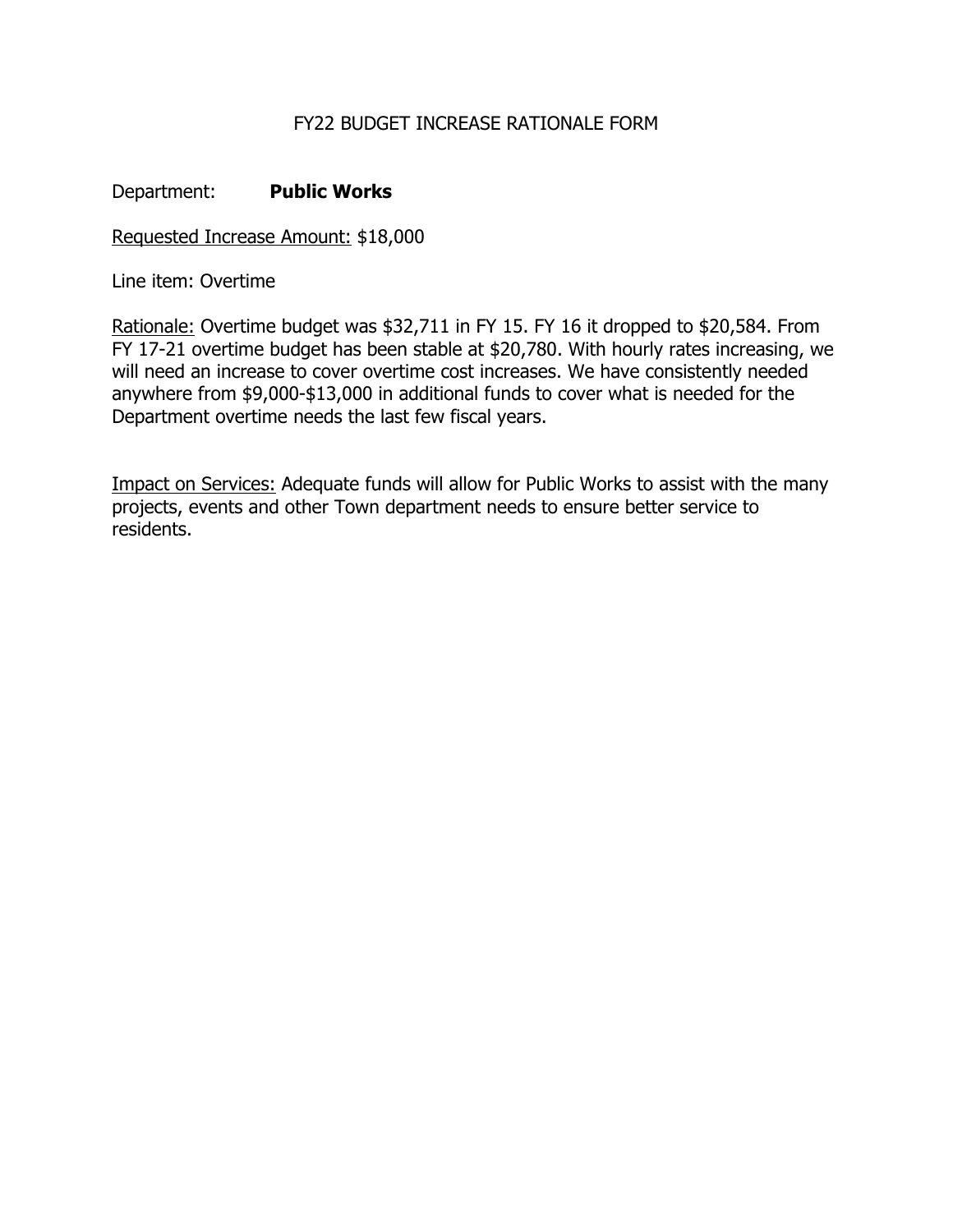# FY22 BUDGET INCREASE RATIONALE FORM

Department: **Public Works**

Requested Increase Amount: $18,000

Line item: Overtime

Rationale: Overtime budget was $32,711 in FY 15. FY 16 it dropped to $20,584. From FY 17-21 overtime budget has been stable at $20,780. With hourly rates increasing, we will need an increase to cover overtime cost increases. We have consistently needed anywhere from $9,000-$13,000 in additional funds to cover what is needed for the Department overtime needs the last few fiscal years.

Impact on Services: Adequate funds will allow for Public Works to assist with the many projects, events and other Town department needs to ensure better service to residents.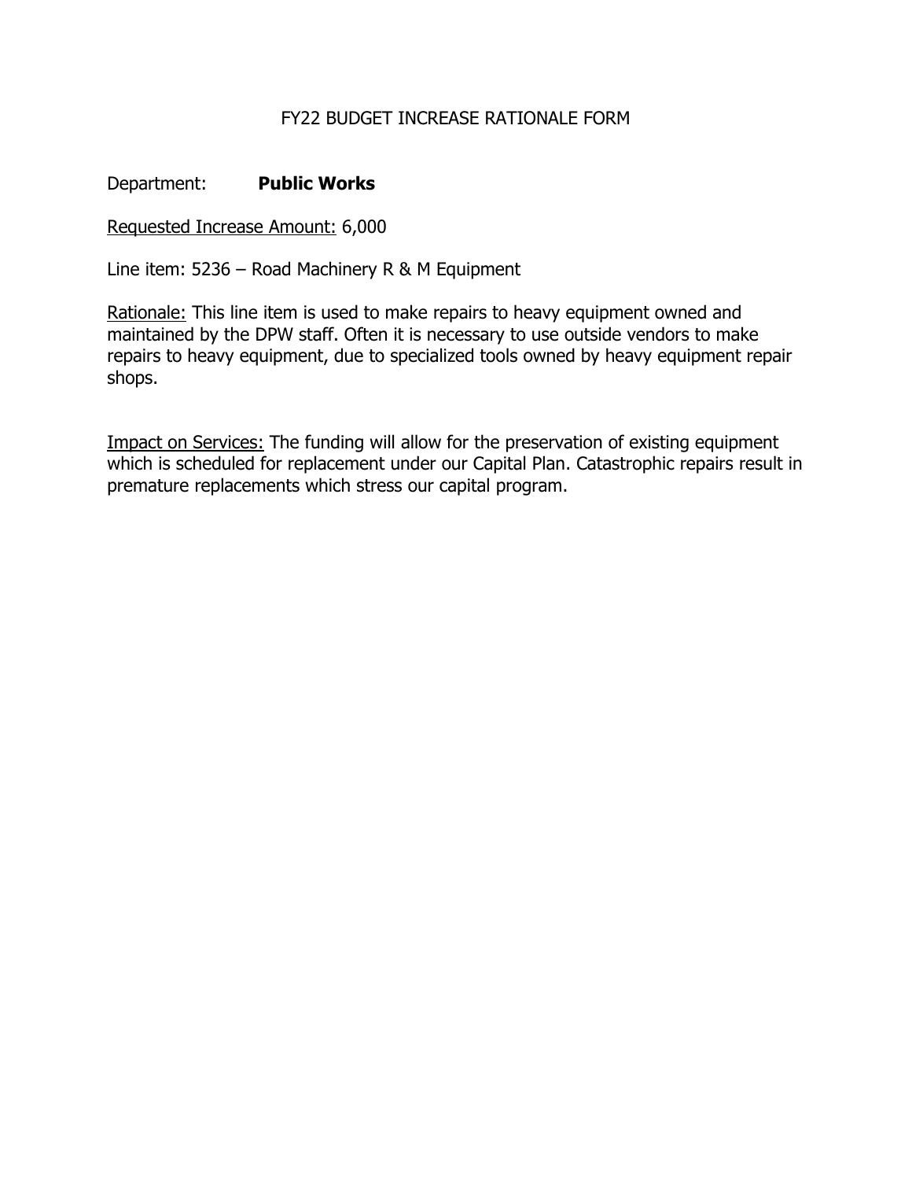# FY22 BUDGET INCREASE RATIONALE FORM

Department: **Public Works**

Requested Increase Amount: 6,000

Line item: 5236 – Road Machinery R & M Equipment

Rationale: This line item is used to make repairs to heavy equipment owned and maintained by the DPW staff. Often it is necessary to use outside vendors to make repairs to heavy equipment, due to specialized tools owned by heavy equipment repair shops.

Impact on Services: The funding will allow for the preservation of existing equipment which is scheduled for replacement under our Capital Plan. Catastrophic repairs result in premature replacements which stress our capital program.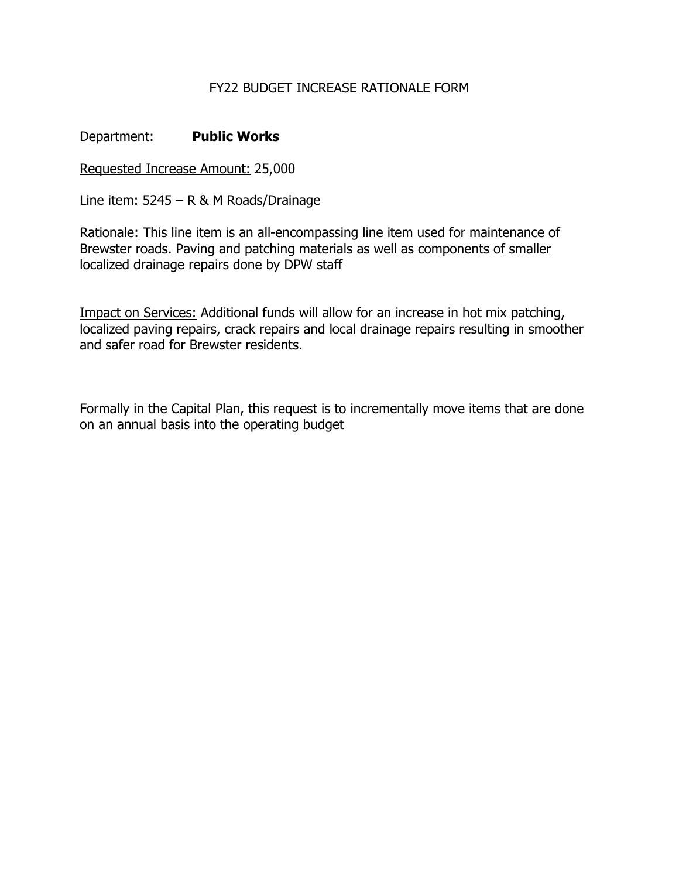# FY22 BUDGET INCREASE RATIONALE FORM

Department: **Public Works**

<u>Requested Increase Amount:</u> 25,000

Line item: 5245 – R & M Roads/Drainage

<u>Rationale:</u> This line item is an all-encompassing line item used for maintenance of Brewster roads. Paving and patching materials as well as components of smaller localized drainage repairs done by DPW staff

<u>Impact on Services:</u> Additional funds will allow for an increase in hot mix patching, localized paving repairs, crack repairs and local drainage repairs resulting in smoother and safer road for Brewster residents.

Formally in the Capital Plan, this request is to incrementally move items that are done on an annual basis into the operating budget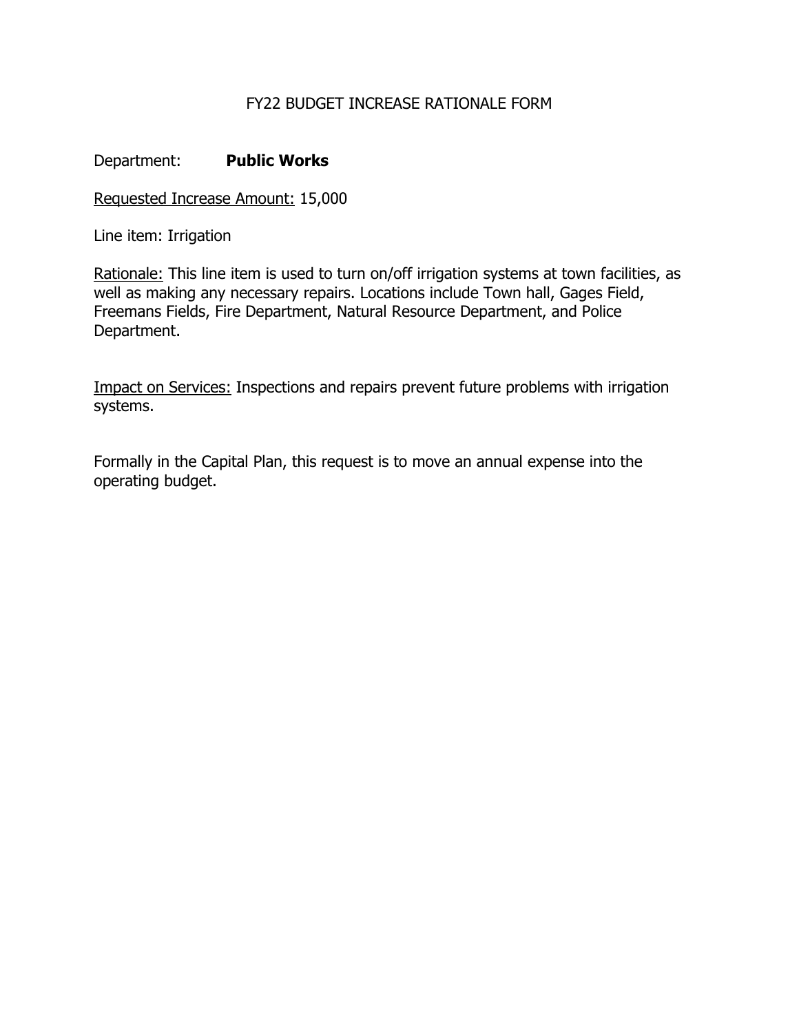# FY22 BUDGET INCREASE RATIONALE FORM

Department: **Public Works**

Requested Increase Amount: 15,000

Line item: Irrigation

Rationale: This line item is used to turn on/off irrigation systems at town facilities, as well as making any necessary repairs. Locations include Town hall, Gages Field, Freemans Fields, Fire Department, Natural Resource Department, and Police Department.

Impact on Services: Inspections and repairs prevent future problems with irrigation systems.

Formally in the Capital Plan, this request is to move an annual expense into the operating budget.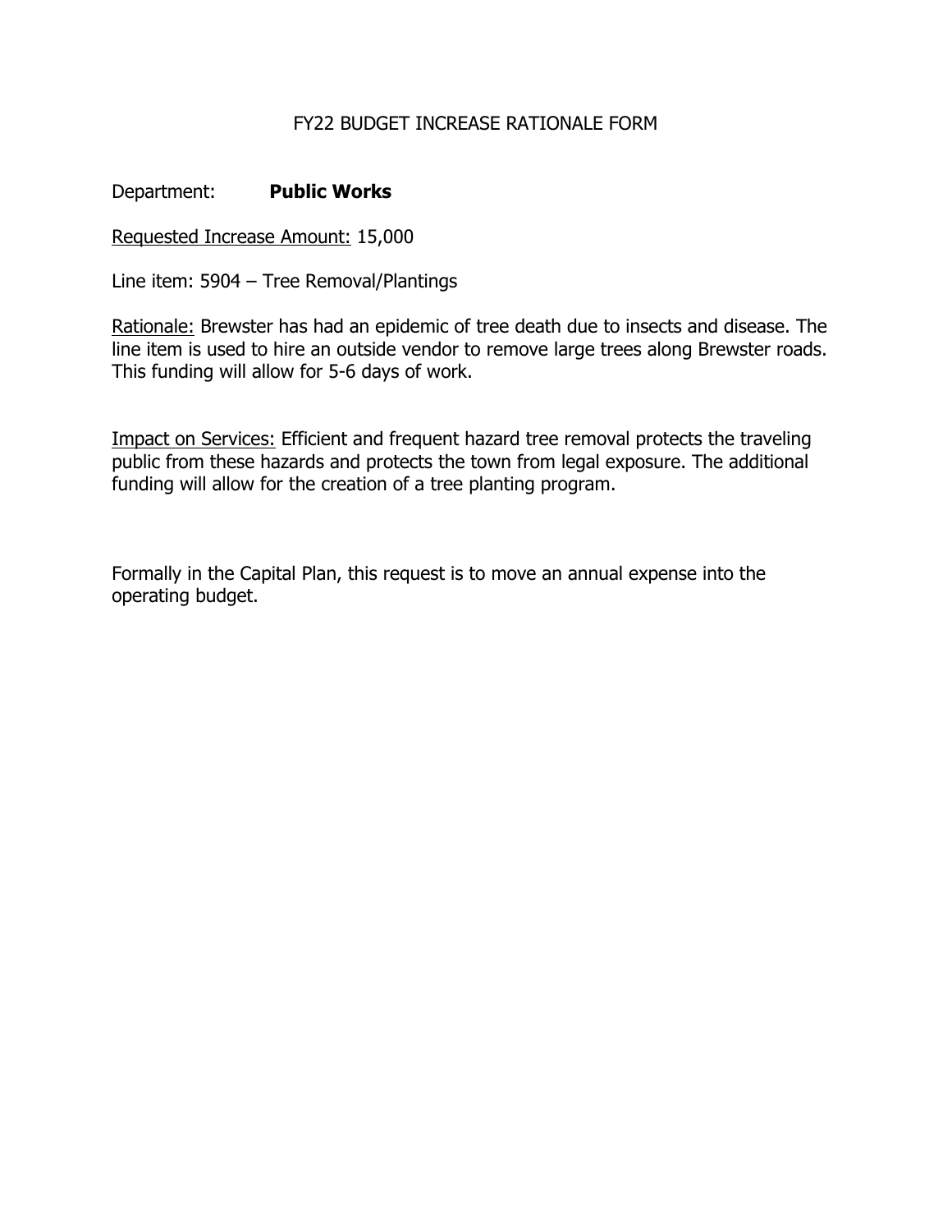# FY22 BUDGET INCREASE RATIONALE FORM

Department: **Public Works**

<u>Requested Increase Amount:</u> 15,000

Line item: 5904 – Tree Removal/Plantings

<u>Rationale:</u> Brewster has had an epidemic of tree death due to insects and disease. The line item is used to hire an outside vendor to remove large trees along Brewster roads. This funding will allow for 5-6 days of work.

<u>Impact on Services:</u> Efficient and frequent hazard tree removal protects the traveling public from these hazards and protects the town from legal exposure. The additional funding will allow for the creation of a tree planting program.

Formally in the Capital Plan, this request is to move an annual expense into the operating budget.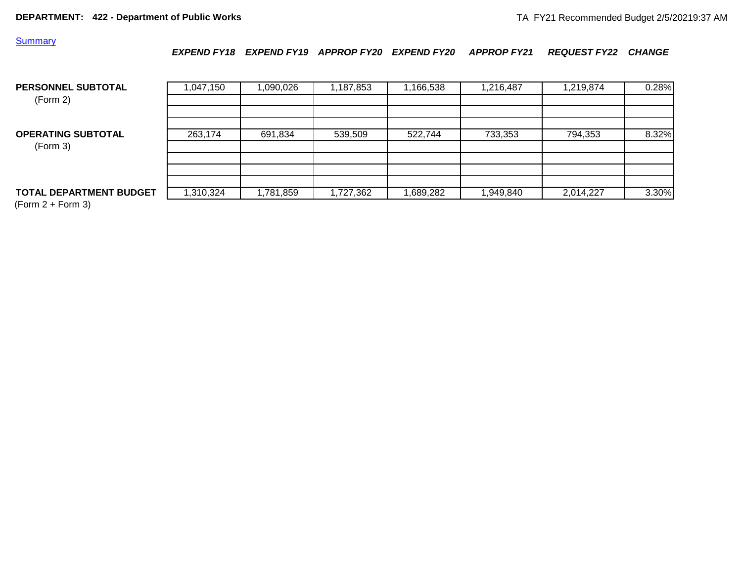**DEPARTMENT: 422 - Department of Public Works**

TA FY21 Recommended Budget 2/5/20219:37 AM

Summary

| | *EXPEND FY18* | *EXPEND FY19* | *APPROP FY20* | *EXPEND FY20* | *APPROP FY21* | *REQUEST FY22* | *CHANGE* |
|---|---|---|---|---|---|---|---|
| **PERSONNEL SUBTOTAL** (Form 2) | 1,047,150 | 1,090,026 | 1,187,853 | 1,166,538 | 1,216,487 | 1,219,874 | 0.28% |
| **OPERATING SUBTOTAL** (Form 3) | 263,174 | 691,834 | 539,509 | 522,744 | 733,353 | 794,353 | 8.32% |
| **TOTAL DEPARTMENT BUDGET** (Form 2 + Form 3) | 1,310,324 | 1,781,859 | 1,727,362 | 1,689,282 | 1,949,840 | 2,014,227 | 3.30% |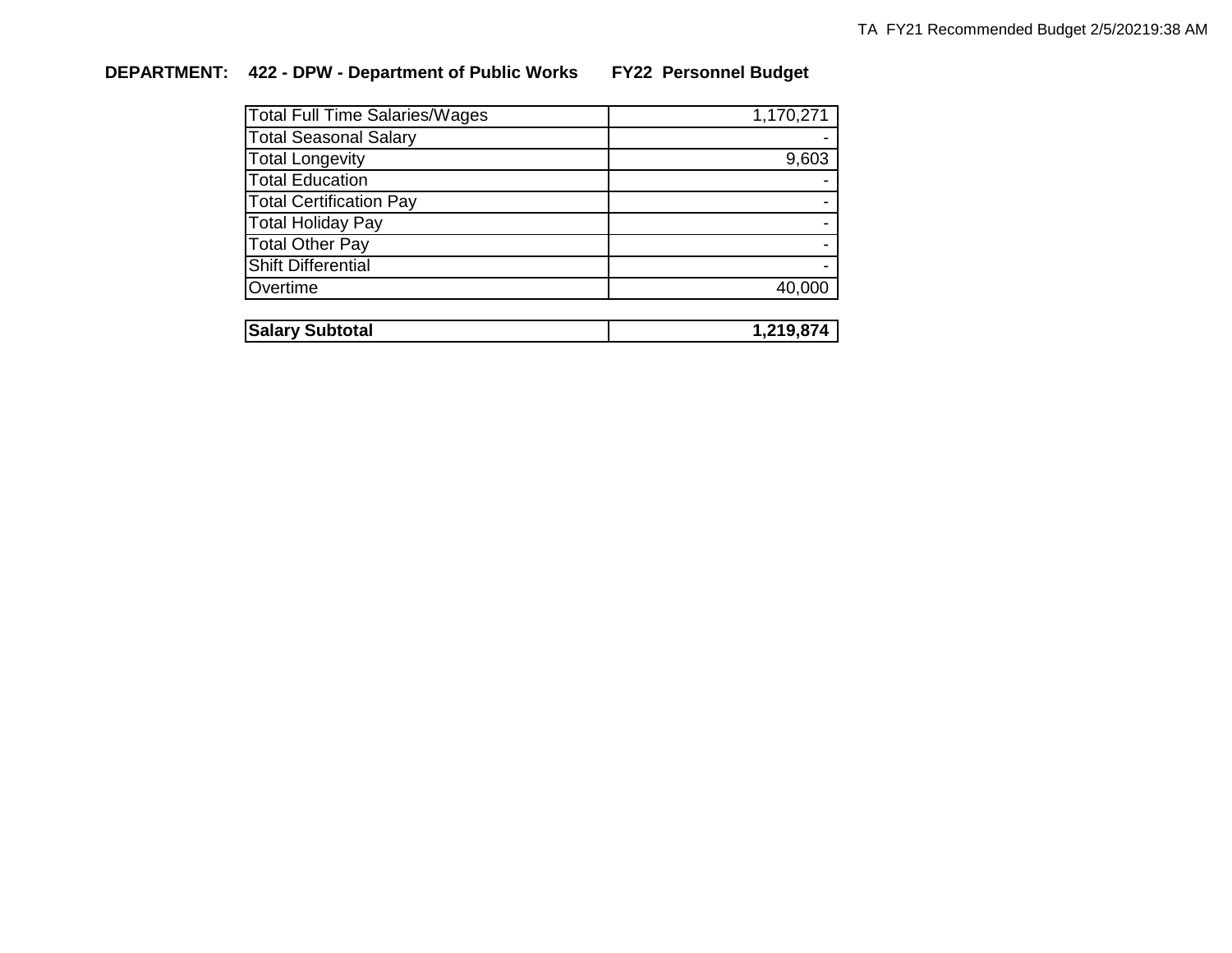**DEPARTMENT: 422 - DPW - Department of Public Works FY22 Personnel Budget**

| | |
|---|---:|
| Total Full Time Salaries/Wages | 1,170,271 |
| Total Seasonal Salary | - |
| Total Longevity | 9,603 |
| Total Education | - |
| Total Certification Pay | - |
| Total Holiday Pay | - |
| Total Other Pay | - |
| Shift Differential | - |
| Overtime | 40,000 |

| | |
|---|---:|
| **Salary Subtotal** | **1,219,874** |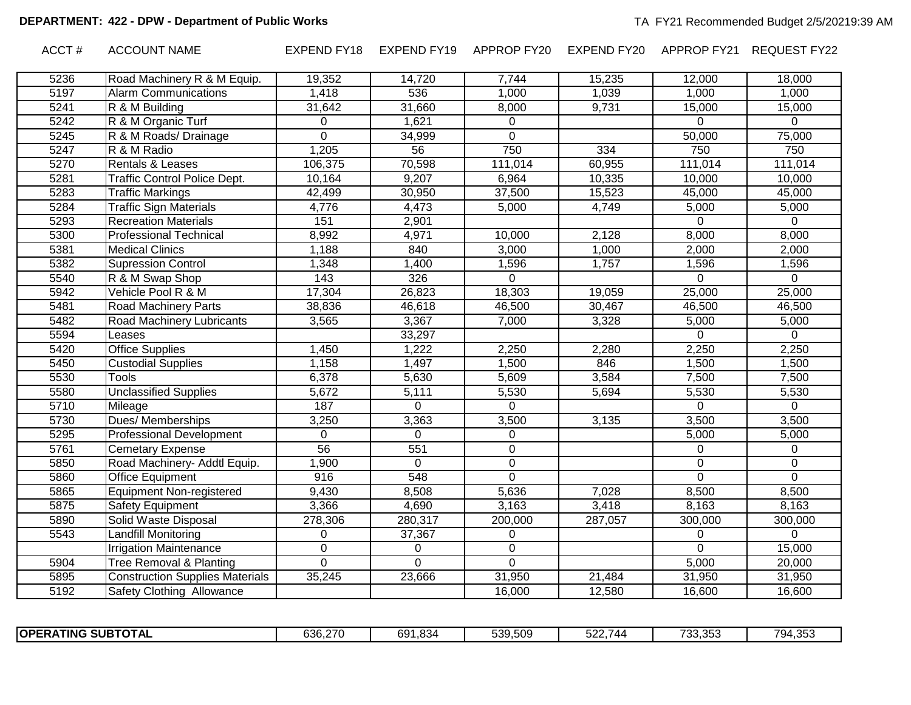**DEPARTMENT: 422 - DPW - Department of Public Works**

TA FY21 Recommended Budget 2/5/20219:39 AM

| ACCT # | ACCOUNT NAME | EXPEND FY18 | EXPEND FY19 | APPROP FY20 | EXPEND FY20 | APPROP FY21 | REQUEST FY22 |
|---|---|---|---|---|---|---|---|
| 5236 | Road Machinery R & M Equip. | 19,352 | 14,720 | 7,744 | 15,235 | 12,000 | 18,000 |
| 5197 | Alarm Communications | 1,418 | 536 | 1,000 | 1,039 | 1,000 | 1,000 |
| 5241 | R & M Building | 31,642 | 31,660 | 8,000 | 9,731 | 15,000 | 15,000 |
| 5242 | R & M Organic Turf | 0 | 1,621 | 0 | | 0 | 0 |
| 5245 | R & M Roads/ Drainage | 0 | 34,999 | 0 | | 50,000 | 75,000 |
| 5247 | R & M Radio | 1,205 | 56 | 750 | 334 | 750 | 750 |
| 5270 | Rentals & Leases | 106,375 | 70,598 | 111,014 | 60,955 | 111,014 | 111,014 |
| 5281 | Traffic Control Police Dept. | 10,164 | 9,207 | 6,964 | 10,335 | 10,000 | 10,000 |
| 5283 | Traffic Markings | 42,499 | 30,950 | 37,500 | 15,523 | 45,000 | 45,000 |
| 5284 | Traffic Sign Materials | 4,776 | 4,473 | 5,000 | 4,749 | 5,000 | 5,000 |
| 5293 | Recreation Materials | 151 | 2,901 | | | 0 | 0 |
| 5300 | Professional Technical | 8,992 | 4,971 | 10,000 | 2,128 | 8,000 | 8,000 |
| 5381 | Medical Clinics | 1,188 | 840 | 3,000 | 1,000 | 2,000 | 2,000 |
| 5382 | Supression Control | 1,348 | 1,400 | 1,596 | 1,757 | 1,596 | 1,596 |
| 5540 | R & M Swap Shop | 143 | 326 | 0 | | 0 | 0 |
| 5942 | Vehicle Pool R & M | 17,304 | 26,823 | 18,303 | 19,059 | 25,000 | 25,000 |
| 5481 | Road Machinery Parts | 38,836 | 46,618 | 46,500 | 30,467 | 46,500 | 46,500 |
| 5482 | Road Machinery Lubricants | 3,565 | 3,367 | 7,000 | 3,328 | 5,000 | 5,000 |
| 5594 | Leases | | 33,297 | | | 0 | 0 |
| 5420 | Office Supplies | 1,450 | 1,222 | 2,250 | 2,280 | 2,250 | 2,250 |
| 5450 | Custodial Supplies | 1,158 | 1,497 | 1,500 | 846 | 1,500 | 1,500 |
| 5530 | Tools | 6,378 | 5,630 | 5,609 | 3,584 | 7,500 | 7,500 |
| 5580 | Unclassified Supplies | 5,672 | 5,111 | 5,530 | 5,694 | 5,530 | 5,530 |
| 5710 | Mileage | 187 | 0 | 0 | | 0 | 0 |
| 5730 | Dues/ Memberships | 3,250 | 3,363 | 3,500 | 3,135 | 3,500 | 3,500 |
| 5295 | Professional Development | 0 | 0 | 0 | | 5,000 | 5,000 |
| 5761 | Cemetary Expense | 56 | 551 | 0 | | 0 | 0 |
| 5850 | Road Machinery- Addtl Equip. | 1,900 | 0 | 0 | | 0 | 0 |
| 5860 | Office Equipment | 916 | 548 | 0 | | 0 | 0 |
| 5865 | Equipment Non-registered | 9,430 | 8,508 | 5,636 | 7,028 | 8,500 | 8,500 |
| 5875 | Safety Equipment | 3,366 | 4,690 | 3,163 | 3,418 | 8,163 | 8,163 |
| 5890 | Solid Waste Disposal | 278,306 | 280,317 | 200,000 | 287,057 | 300,000 | 300,000 |
| 5543 | Landfill Monitoring | 0 | 37,367 | 0 | | 0 | 0 |
| | Irrigation Maintenance | 0 | 0 | 0 | | 0 | 15,000 |
| 5904 | Tree Removal & Planting | 0 | 0 | 0 | | 5,000 | 20,000 |
| 5895 | Construction Supplies Materials | 35,245 | 23,666 | 31,950 | 21,484 | 31,950 | 31,950 |
| 5192 | Safety Clothing Allowance | | | 16,000 | 12,580 | 16,600 | 16,600 |
| **OPERATING SUBTOTAL** | | 636,270 | 691,834 | 539,509 | 522,744 | 733,353 | 794,353 |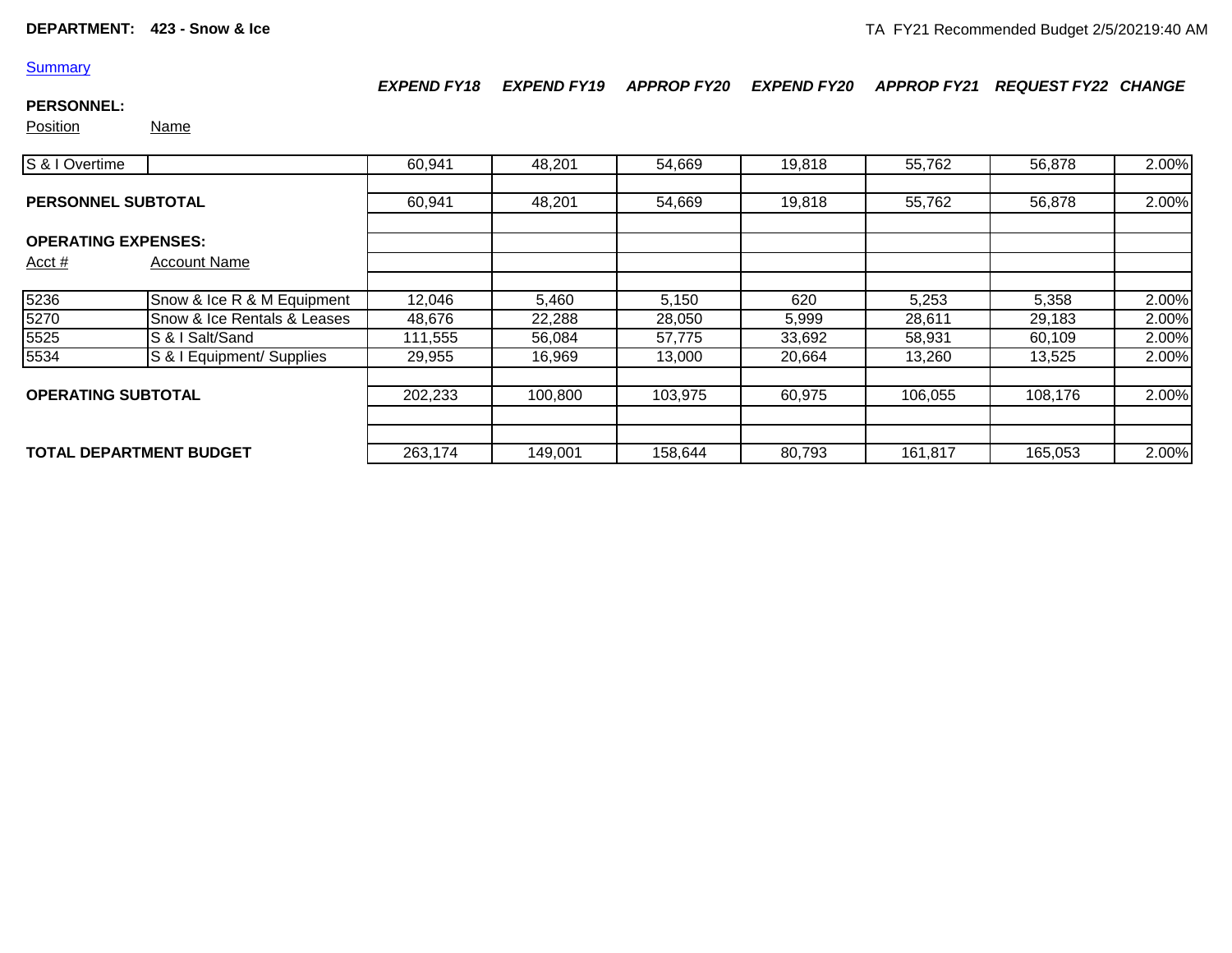**DEPARTMENT: 423 - Snow & Ice**

TA FY21 Recommended Budget 2/5/20219:40 AM

Summary

| | | *EXPEND FY18* | *EXPEND FY19* | *APPROP FY20* | *EXPEND FY20* | *APPROP FY21* | *REQUEST FY22* | *CHANGE* |
|---|---|---|---|---|---|---|---|---|
| **PERSONNEL:** | | | | | | | | |
| Position | Name | | | | | | | |
| S & I Overtime | | 60,941 | 48,201 | 54,669 | 19,818 | 55,762 | 56,878 | 2.00% |
| **PERSONNEL SUBTOTAL** | | 60,941 | 48,201 | 54,669 | 19,818 | 55,762 | 56,878 | 2.00% |
| **OPERATING EXPENSES:** | | | | | | | | |
| Acct # | Account Name | | | | | | | |
| 5236 | Snow & Ice R & M Equipment | 12,046 | 5,460 | 5,150 | 620 | 5,253 | 5,358 | 2.00% |
| 5270 | Snow & Ice Rentals & Leases | 48,676 | 22,288 | 28,050 | 5,999 | 28,611 | 29,183 | 2.00% |
| 5525 | S & I Salt/Sand | 111,555 | 56,084 | 57,775 | 33,692 | 58,931 | 60,109 | 2.00% |
| 5534 | S & I Equipment/ Supplies | 29,955 | 16,969 | 13,000 | 20,664 | 13,260 | 13,525 | 2.00% |
| **OPERATING SUBTOTAL** | | 202,233 | 100,800 | 103,975 | 60,975 | 106,055 | 108,176 | 2.00% |
| **TOTAL DEPARTMENT BUDGET** | | 263,174 | 149,001 | 158,644 | 80,793 | 161,817 | 165,053 | 2.00% |